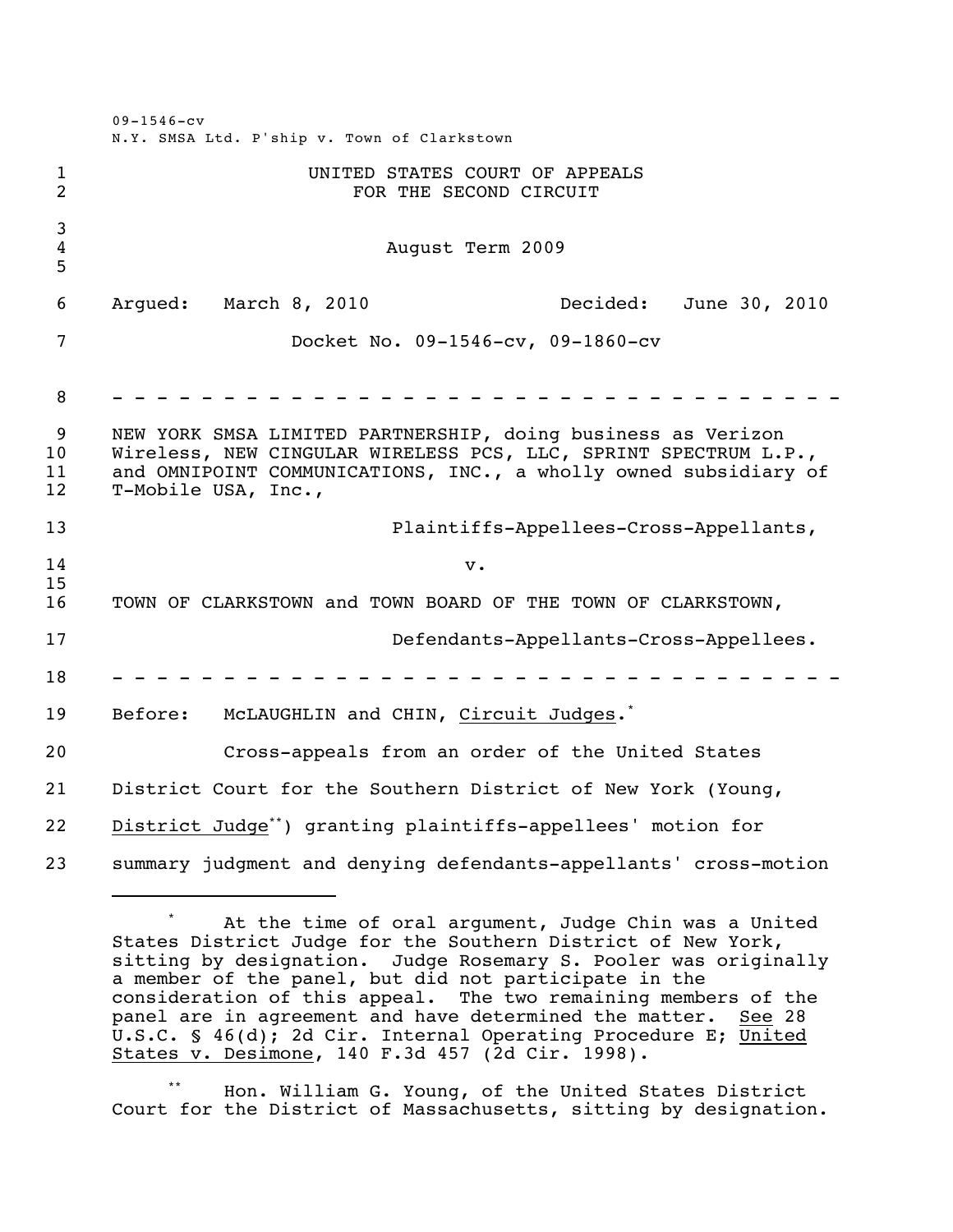09-1546-cv
N.Y. SMSA Ltd. P'ship v. Town of Clarkstown

UNITED STATES COURT OF APPEALS
FOR THE SECOND CIRCUIT

August Term 2009

Argued: March 8, 2010 Decided: June 30, 2010

Docket No. 09-1546-cv, 09-1860-cv

- - - - - - - - - - - - - - - - - - - - - - - - - - - - - - - - - - - -

NEW YORK SMSA LIMITED PARTNERSHIP, doing business as Verizon Wireless, NEW CINGULAR WIRELESS PCS, LLC, SPRINT SPECTRUM L.P., and OMNIPOINT COMMUNICATIONS, INC., a wholly owned subsidiary of T-Mobile USA, Inc.,

Plaintiffs-Appellees-Cross-Appellants,

v.

TOWN OF CLARKSTOWN and TOWN BOARD OF THE TOWN OF CLARKSTOWN,

Defendants-Appellants-Cross-Appellees.

- - - - - - - - - - - - - - - - - - - - - - - - - - - - - - - - - - - -

Before: McLAUGHLIN and CHIN, Circuit Judges.*

Cross-appeals from an order of the United States District Court for the Southern District of New York (Young, District Judge**) granting plaintiffs-appellees' motion for summary judgment and denying defendants-appellants' cross-motion

---

\* At the time of oral argument, Judge Chin was a United States District Judge for the Southern District of New York, sitting by designation. Judge Rosemary S. Pooler was originally a member of the panel, but did not participate in the consideration of this appeal. The two remaining members of the panel are in agreement and have determined the matter. See 28 U.S.C. § 46(d); 2d Cir. Internal Operating Procedure E; United States v. Desimone, 140 F.3d 457 (2d Cir. 1998).

\** Hon. William G. Young, of the United States District Court for the District of Massachusetts, sitting by designation.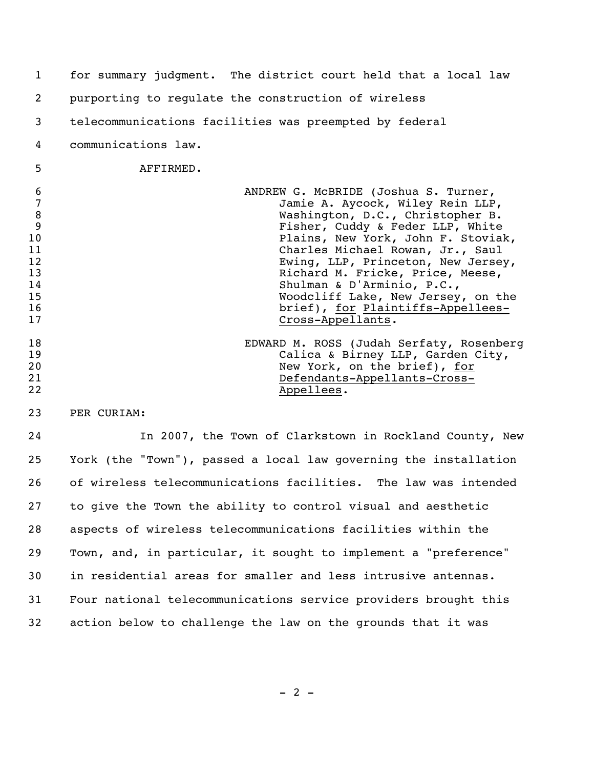for summary judgment. The district court held that a local law purporting to regulate the construction of wireless telecommunications facilities was preempted by federal communications law.

AFFIRMED.

> ANDREW G. McBRIDE (Joshua S. Turner, Jamie A. Aycock, Wiley Rein LLP, Washington, D.C., Christopher B. Fisher, Cuddy & Feder LLP, White Plains, New York, John F. Stoviak, Charles Michael Rowan, Jr., Saul Ewing, LLP, Princeton, New Jersey, Richard M. Fricke, Price, Meese, Shulman & D'Arminio, P.C., Woodcliff Lake, New Jersey, on the brief), for Plaintiffs-Appellees-Cross-Appellants.

> EDWARD M. ROSS (Judah Serfaty, Rosenberg Calica & Birney LLP, Garden City, New York, on the brief), for Defendants-Appellants-Cross-Appellees.

PER CURIAM:

In 2007, the Town of Clarkstown in Rockland County, New York (the "Town"), passed a local law governing the installation of wireless telecommunications facilities. The law was intended to give the Town the ability to control visual and aesthetic aspects of wireless telecommunications facilities within the Town, and, in particular, it sought to implement a "preference" in residential areas for smaller and less intrusive antennas. Four national telecommunications service providers brought this action below to challenge the law on the grounds that it was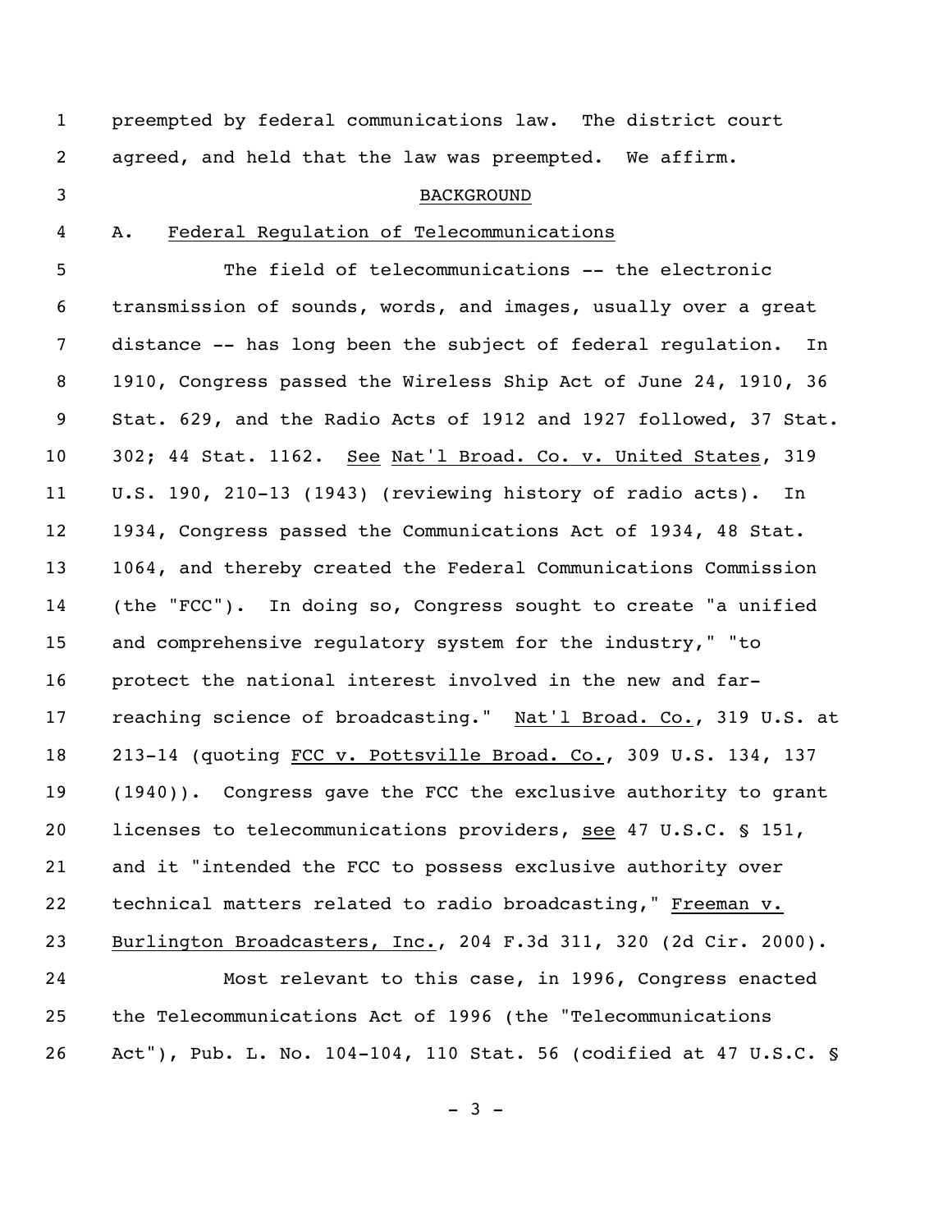preempted by federal communications law. The district court agreed, and held that the law was preempted. We affirm.

## BACKGROUND

### A. Federal Regulation of Telecommunications

The field of telecommunications -- the electronic transmission of sounds, words, and images, usually over a great distance -- has long been the subject of federal regulation. In 1910, Congress passed the Wireless Ship Act of June 24, 1910, 36 Stat. 629, and the Radio Acts of 1912 and 1927 followed, 37 Stat. 302; 44 Stat. 1162. *See* *Nat'l Broad. Co. v. United States*, 319 U.S. 190, 210-13 (1943) (reviewing history of radio acts). In 1934, Congress passed the Communications Act of 1934, 48 Stat. 1064, and thereby created the Federal Communications Commission (the "FCC"). In doing so, Congress sought to create "a unified and comprehensive regulatory system for the industry," "to protect the national interest involved in the new and far-reaching science of broadcasting." *Nat'l Broad. Co.*, 319 U.S. at 213-14 (quoting *FCC v. Pottsville Broad. Co.*, 309 U.S. 134, 137 (1940)). Congress gave the FCC the exclusive authority to grant licenses to telecommunications providers, *see* 47 U.S.C. § 151, and it "intended the FCC to possess exclusive authority over technical matters related to radio broadcasting," *Freeman v. Burlington Broadcasters, Inc.*, 204 F.3d 311, 320 (2d Cir. 2000).

Most relevant to this case, in 1996, Congress enacted the Telecommunications Act of 1996 (the "Telecommunications Act"), Pub. L. No. 104-104, 110 Stat. 56 (codified at 47 U.S.C. §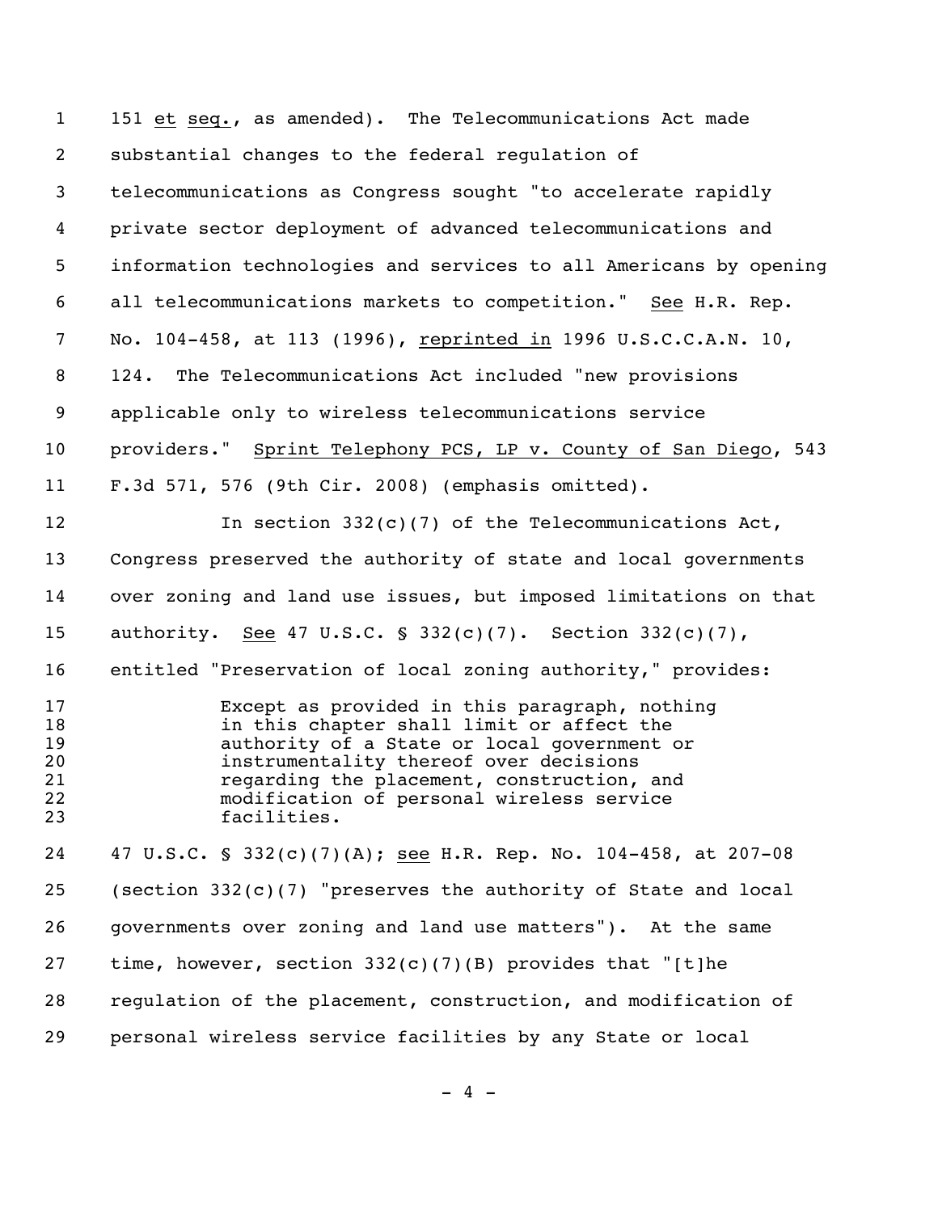151 _et_ _seq._, as amended). The Telecommunications Act made substantial changes to the federal regulation of telecommunications as Congress sought "to accelerate rapidly private sector deployment of advanced telecommunications and information technologies and services to all Americans by opening all telecommunications markets to competition." _See_ H.R. Rep. No. 104-458, at 113 (1996), _reprinted in_ 1996 U.S.C.C.A.N. 10, 124. The Telecommunications Act included "new provisions applicable only to wireless telecommunications service providers." _Sprint Telephony PCS, LP v. County of San Diego_, 543 F.3d 571, 576 (9th Cir. 2008) (emphasis omitted).

In section 332(c)(7) of the Telecommunications Act, Congress preserved the authority of state and local governments over zoning and land use issues, but imposed limitations on that authority. _See_ 47 U.S.C. § 332(c)(7). Section 332(c)(7), entitled "Preservation of local zoning authority," provides:

> Except as provided in this paragraph, nothing in this chapter shall limit or affect the authority of a State or local government or instrumentality thereof over decisions regarding the placement, construction, and modification of personal wireless service facilities.

47 U.S.C. § 332(c)(7)(A); _see_ H.R. Rep. No. 104-458, at 207-08 (section 332(c)(7) "preserves the authority of State and local governments over zoning and land use matters"). At the same time, however, section 332(c)(7)(B) provides that "[t]he regulation of the placement, construction, and modification of personal wireless service facilities by any State or local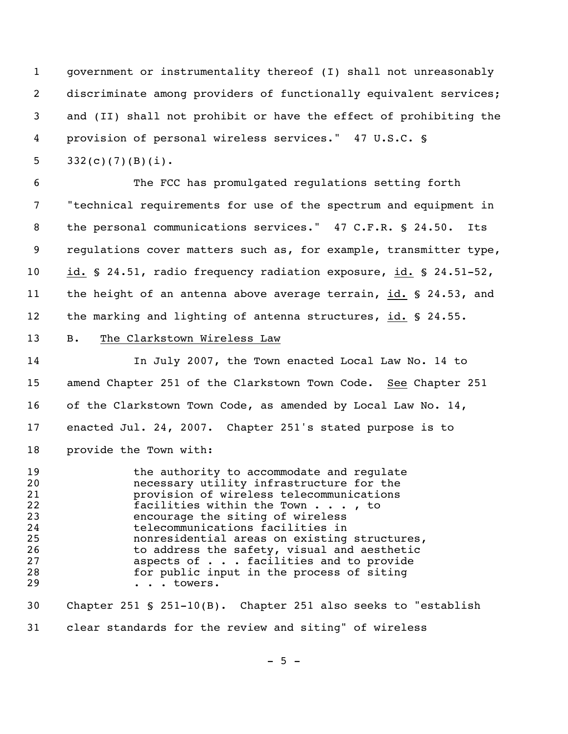government or instrumentality thereof (I) shall not unreasonably discriminate among providers of functionally equivalent services; and (II) shall not prohibit or have the effect of prohibiting the provision of personal wireless services." 47 U.S.C. § 332(c)(7)(B)(i).

The FCC has promulgated regulations setting forth "technical requirements for use of the spectrum and equipment in the personal communications services." 47 C.F.R. § 24.50. Its regulations cover matters such as, for example, transmitter type, id. § 24.51, radio frequency radiation exposure, id. § 24.51-52, the height of an antenna above average terrain, id. § 24.53, and the marking and lighting of antenna structures, id. § 24.55.

B. The Clarkstown Wireless Law

In July 2007, the Town enacted Local Law No. 14 to amend Chapter 251 of the Clarkstown Town Code. See Chapter 251 of the Clarkstown Town Code, as amended by Local Law No. 14, enacted Jul. 24, 2007. Chapter 251's stated purpose is to provide the Town with:

> the authority to accommodate and regulate necessary utility infrastructure for the provision of wireless telecommunications facilities within the Town . . . , to encourage the siting of wireless telecommunications facilities in nonresidential areas on existing structures, to address the safety, visual and aesthetic aspects of . . . facilities and to provide for public input in the process of siting . . . towers.

Chapter 251 § 251-10(B). Chapter 251 also seeks to "establish clear standards for the review and siting" of wireless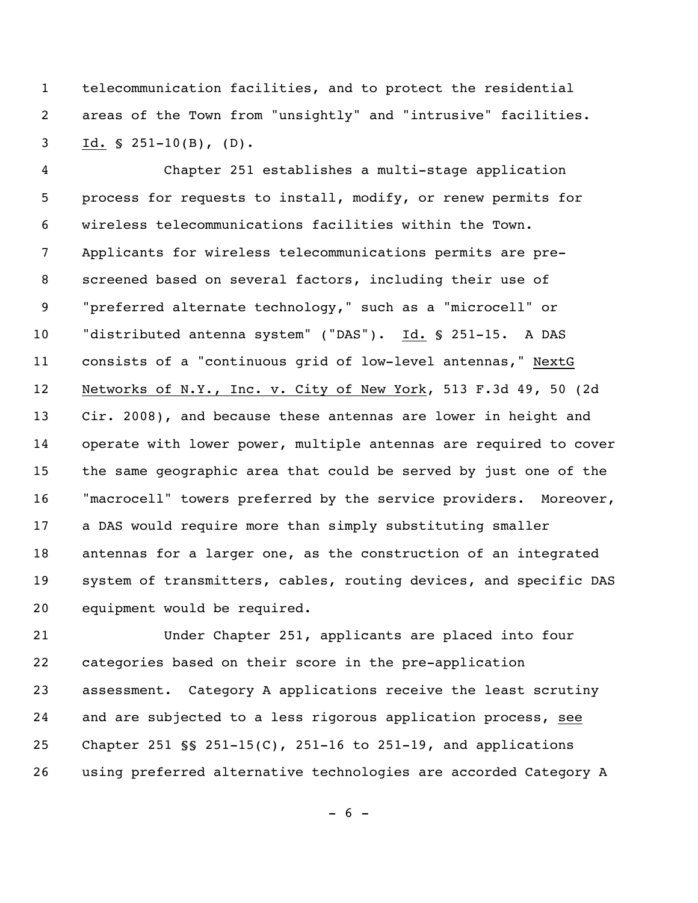telecommunication facilities, and to protect the residential areas of the Town from "unsightly" and "intrusive" facilities. Id. § 251-10(B), (D).

Chapter 251 establishes a multi-stage application process for requests to install, modify, or renew permits for wireless telecommunications facilities within the Town. Applicants for wireless telecommunications permits are pre-screened based on several factors, including their use of "preferred alternate technology," such as a "microcell" or "distributed antenna system" ("DAS"). Id. § 251-15. A DAS consists of a "continuous grid of low-level antennas," NextG Networks of N.Y., Inc. v. City of New York, 513 F.3d 49, 50 (2d Cir. 2008), and because these antennas are lower in height and operate with lower power, multiple antennas are required to cover the same geographic area that could be served by just one of the "macrocell" towers preferred by the service providers. Moreover, a DAS would require more than simply substituting smaller antennas for a larger one, as the construction of an integrated system of transmitters, cables, routing devices, and specific DAS equipment would be required.

Under Chapter 251, applicants are placed into four categories based on their score in the pre-application assessment. Category A applications receive the least scrutiny and are subjected to a less rigorous application process, see Chapter 251 §§ 251-15(C), 251-16 to 251-19, and applications using preferred alternative technologies are accorded Category A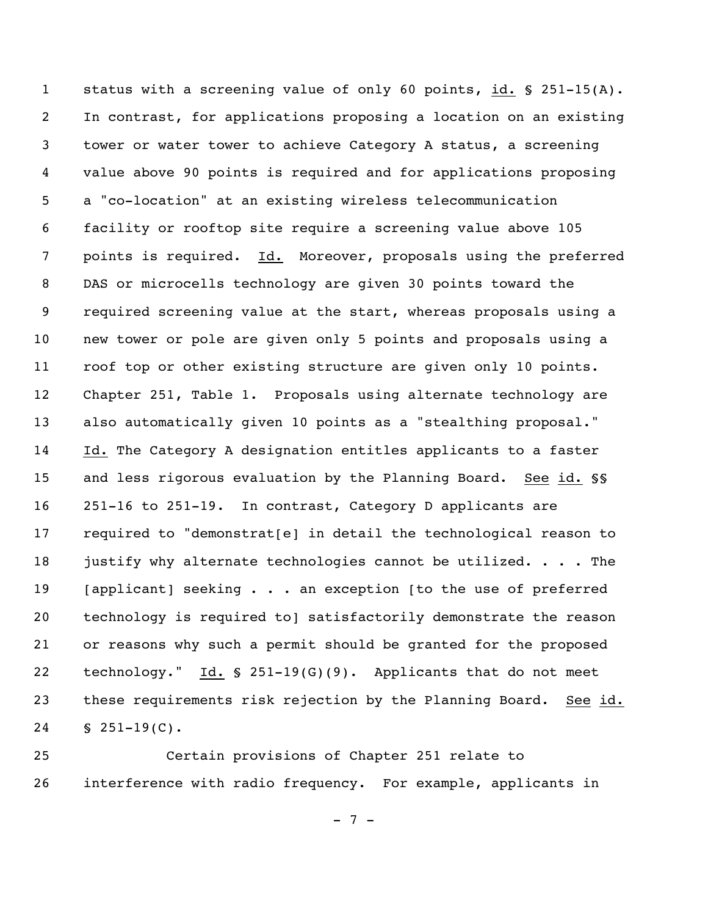status with a screening value of only 60 points, id. § 251-15(A). In contrast, for applications proposing a location on an existing tower or water tower to achieve Category A status, a screening value above 90 points is required and for applications proposing a "co-location" at an existing wireless telecommunication facility or rooftop site require a screening value above 105 points is required. Id. Moreover, proposals using the preferred DAS or microcells technology are given 30 points toward the required screening value at the start, whereas proposals using a new tower or pole are given only 5 points and proposals using a roof top or other existing structure are given only 10 points. Chapter 251, Table 1. Proposals using alternate technology are also automatically given 10 points as a "stealthing proposal." Id. The Category A designation entitles applicants to a faster and less rigorous evaluation by the Planning Board. See id. §§ 251-16 to 251-19. In contrast, Category D applicants are required to "demonstrat[e] in detail the technological reason to justify why alternate technologies cannot be utilized. . . . The [applicant] seeking . . . an exception [to the use of preferred technology is required to] satisfactorily demonstrate the reason or reasons why such a permit should be granted for the proposed technology." Id. § 251-19(G)(9). Applicants that do not meet these requirements risk rejection by the Planning Board. See id. § 251-19(C).

Certain provisions of Chapter 251 relate to interference with radio frequency. For example, applicants in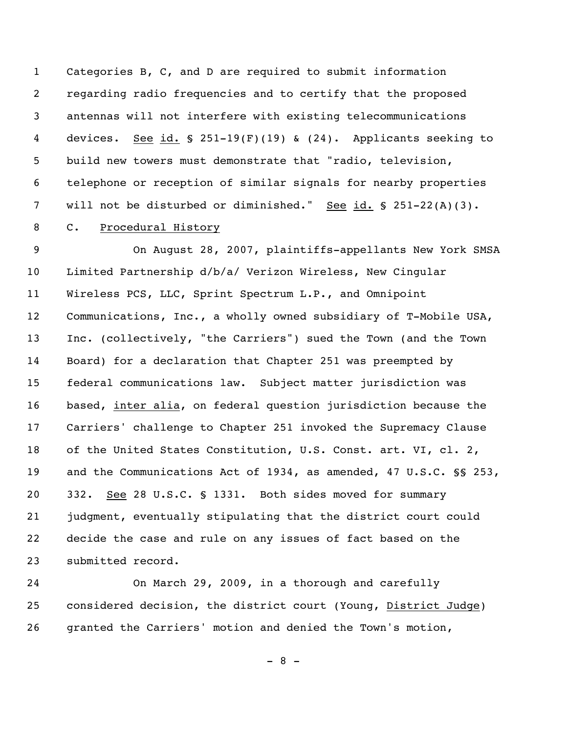Categories B, C, and D are required to submit information regarding radio frequencies and to certify that the proposed antennas will not interfere with existing telecommunications devices. See id. § 251-19(F)(19) & (24). Applicants seeking to build new towers must demonstrate that "radio, television, telephone or reception of similar signals for nearby properties will not be disturbed or diminished." See id. § 251-22(A)(3).

### C. Procedural History

On August 28, 2007, plaintiffs-appellants New York SMSA Limited Partnership d/b/a/ Verizon Wireless, New Cingular Wireless PCS, LLC, Sprint Spectrum L.P., and Omnipoint Communications, Inc., a wholly owned subsidiary of T-Mobile USA, Inc. (collectively, "the Carriers") sued the Town (and the Town Board) for a declaration that Chapter 251 was preempted by federal communications law. Subject matter jurisdiction was based, inter alia, on federal question jurisdiction because the Carriers' challenge to Chapter 251 invoked the Supremacy Clause of the United States Constitution, U.S. Const. art. VI, cl. 2, and the Communications Act of 1934, as amended, 47 U.S.C. §§ 253, 332. See 28 U.S.C. § 1331. Both sides moved for summary judgment, eventually stipulating that the district court could decide the case and rule on any issues of fact based on the submitted record.

On March 29, 2009, in a thorough and carefully considered decision, the district court (Young, District Judge) granted the Carriers' motion and denied the Town's motion,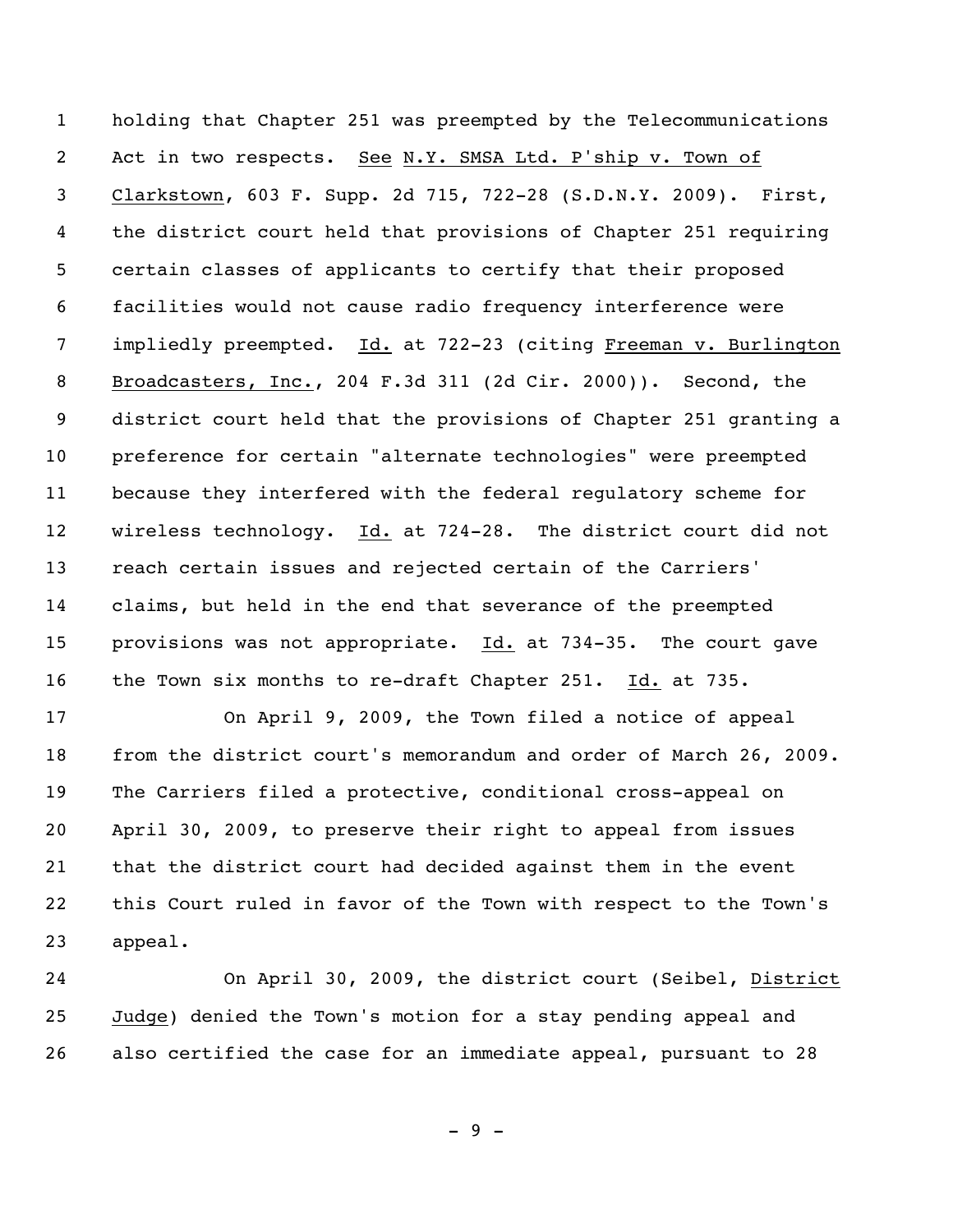holding that Chapter 251 was preempted by the Telecommunications Act in two respects. See N.Y. SMSA Ltd. P'ship v. Town of Clarkstown, 603 F. Supp. 2d 715, 722-28 (S.D.N.Y. 2009). First, the district court held that provisions of Chapter 251 requiring certain classes of applicants to certify that their proposed facilities would not cause radio frequency interference were impliedly preempted. Id. at 722-23 (citing Freeman v. Burlington Broadcasters, Inc., 204 F.3d 311 (2d Cir. 2000)). Second, the district court held that the provisions of Chapter 251 granting a preference for certain "alternate technologies" were preempted because they interfered with the federal regulatory scheme for wireless technology. Id. at 724-28. The district court did not reach certain issues and rejected certain of the Carriers' claims, but held in the end that severance of the preempted provisions was not appropriate. Id. at 734-35. The court gave the Town six months to re-draft Chapter 251. Id. at 735.

On April 9, 2009, the Town filed a notice of appeal from the district court's memorandum and order of March 26, 2009. The Carriers filed a protective, conditional cross-appeal on April 30, 2009, to preserve their right to appeal from issues that the district court had decided against them in the event this Court ruled in favor of the Town with respect to the Town's appeal.

On April 30, 2009, the district court (Seibel, District Judge) denied the Town's motion for a stay pending appeal and also certified the case for an immediate appeal, pursuant to 28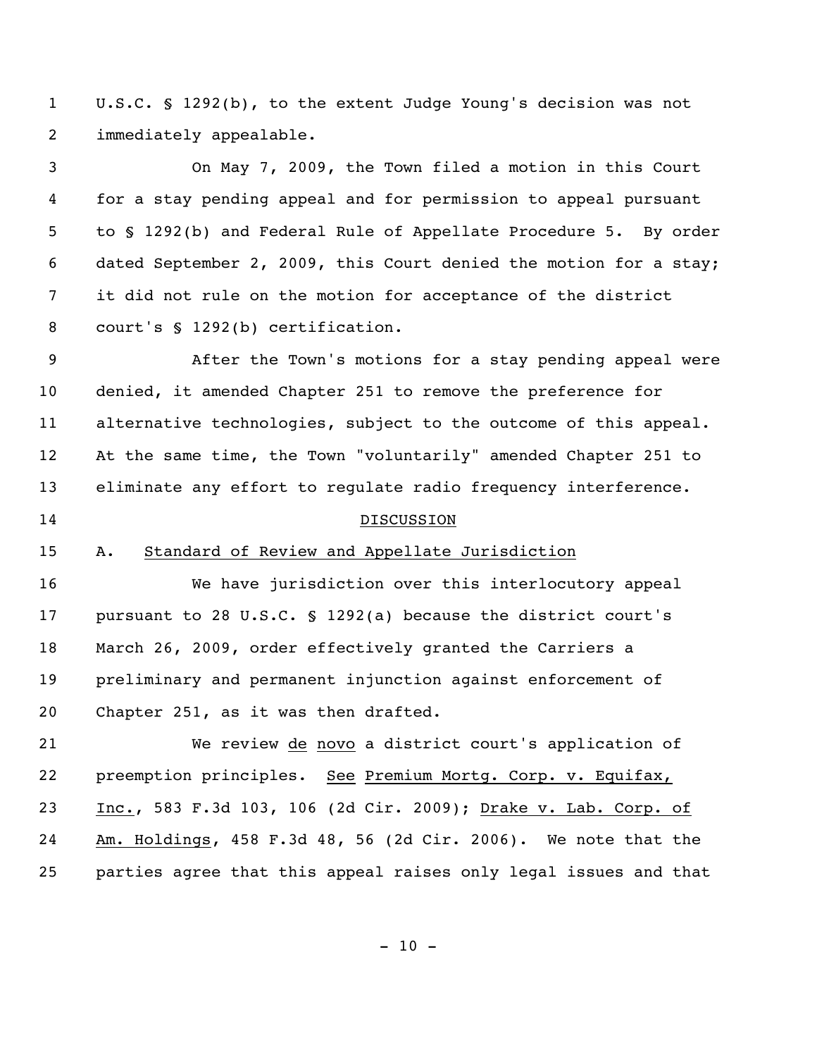U.S.C. § 1292(b), to the extent Judge Young's decision was not immediately appealable.

On May 7, 2009, the Town filed a motion in this Court for a stay pending appeal and for permission to appeal pursuant to § 1292(b) and Federal Rule of Appellate Procedure 5. By order dated September 2, 2009, this Court denied the motion for a stay; it did not rule on the motion for acceptance of the district court's § 1292(b) certification.

After the Town's motions for a stay pending appeal were denied, it amended Chapter 251 to remove the preference for alternative technologies, subject to the outcome of this appeal. At the same time, the Town "voluntarily" amended Chapter 251 to eliminate any effort to regulate radio frequency interference.

## DISCUSSION

### A. Standard of Review and Appellate Jurisdiction

We have jurisdiction over this interlocutory appeal pursuant to 28 U.S.C. § 1292(a) because the district court's March 26, 2009, order effectively granted the Carriers a preliminary and permanent injunction against enforcement of Chapter 251, as it was then drafted.

We review *de novo* a district court's application of preemption principles. *See* *Premium Mortg. Corp. v. Equifax, Inc.*, 583 F.3d 103, 106 (2d Cir. 2009); *Drake v. Lab. Corp. of Am. Holdings*, 458 F.3d 48, 56 (2d Cir. 2006). We note that the parties agree that this appeal raises only legal issues and that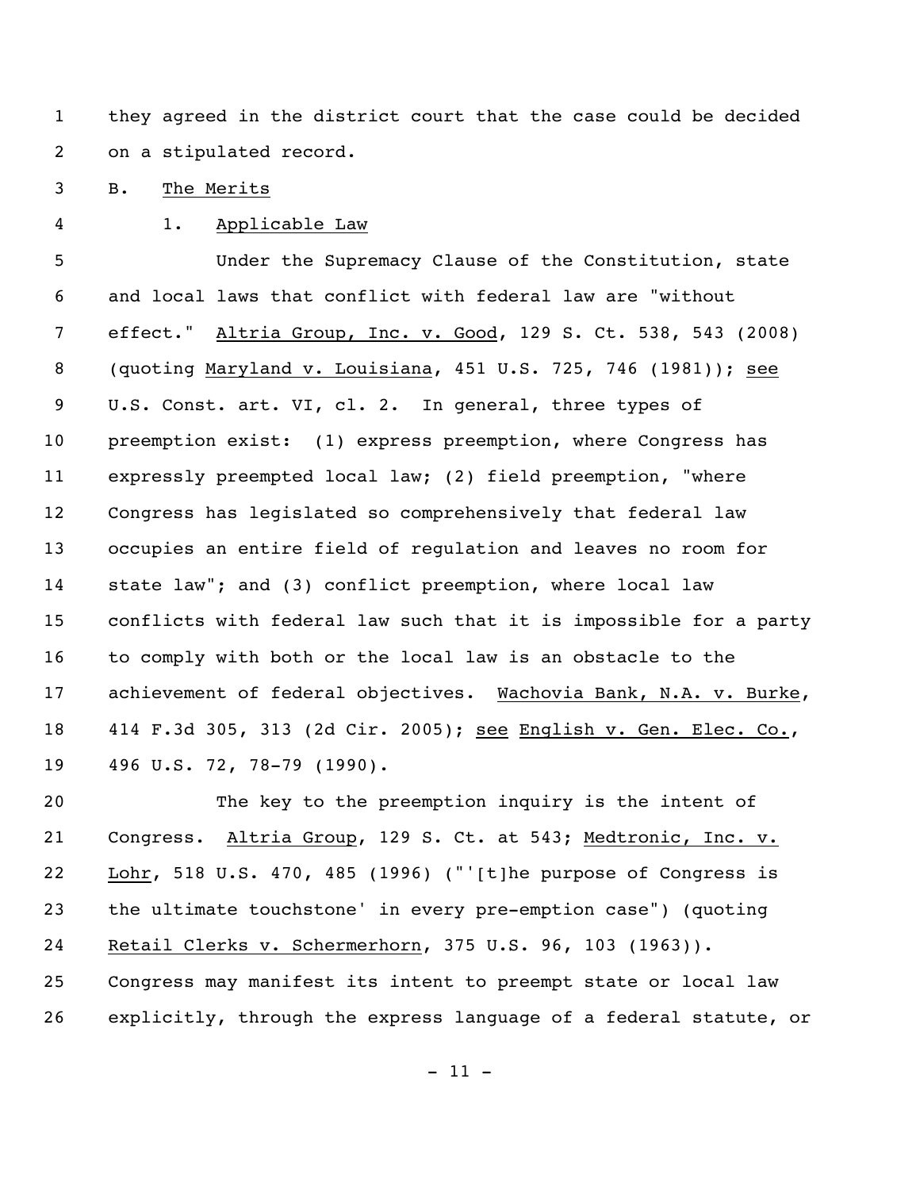they agreed in the district court that the case could be decided on a stipulated record.

B. The Merits

1. Applicable Law

Under the Supremacy Clause of the Constitution, state and local laws that conflict with federal law are "without effect." Altria Group, Inc. v. Good, 129 S. Ct. 538, 543 (2008) (quoting Maryland v. Louisiana, 451 U.S. 725, 746 (1981)); see U.S. Const. art. VI, cl. 2. In general, three types of preemption exist: (1) express preemption, where Congress has expressly preempted local law; (2) field preemption, "where Congress has legislated so comprehensively that federal law occupies an entire field of regulation and leaves no room for state law"; and (3) conflict preemption, where local law conflicts with federal law such that it is impossible for a party to comply with both or the local law is an obstacle to the achievement of federal objectives. Wachovia Bank, N.A. v. Burke, 414 F.3d 305, 313 (2d Cir. 2005); see English v. Gen. Elec. Co., 496 U.S. 72, 78-79 (1990).

The key to the preemption inquiry is the intent of Congress. Altria Group, 129 S. Ct. at 543; Medtronic, Inc. v. Lohr, 518 U.S. 470, 485 (1996) ("'[t]he purpose of Congress is the ultimate touchstone' in every pre-emption case") (quoting Retail Clerks v. Schermerhorn, 375 U.S. 96, 103 (1963)). Congress may manifest its intent to preempt state or local law explicitly, through the express language of a federal statute, or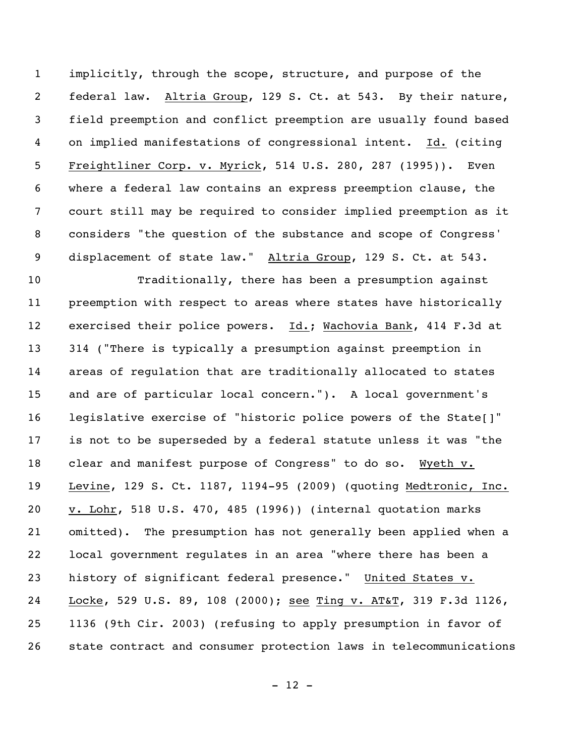implicitly, through the scope, structure, and purpose of the federal law. Altria Group, 129 S. Ct. at 543. By their nature, field preemption and conflict preemption are usually found based on implied manifestations of congressional intent. Id. (citing Freightliner Corp. v. Myrick, 514 U.S. 280, 287 (1995)). Even where a federal law contains an express preemption clause, the court still may be required to consider implied preemption as it considers "the question of the substance and scope of Congress' displacement of state law." Altria Group, 129 S. Ct. at 543.

Traditionally, there has been a presumption against preemption with respect to areas where states have historically exercised their police powers. Id.; Wachovia Bank, 414 F.3d at 314 ("There is typically a presumption against preemption in areas of regulation that are traditionally allocated to states and are of particular local concern."). A local government's legislative exercise of "historic police powers of the State[]" is not to be superseded by a federal statute unless it was "the clear and manifest purpose of Congress" to do so. Wyeth v. Levine, 129 S. Ct. 1187, 1194-95 (2009) (quoting Medtronic, Inc. v. Lohr, 518 U.S. 470, 485 (1996)) (internal quotation marks omitted). The presumption has not generally been applied when a local government regulates in an area "where there has been a history of significant federal presence." United States v. Locke, 529 U.S. 89, 108 (2000); see Ting v. AT&T, 319 F.3d 1126, 1136 (9th Cir. 2003) (refusing to apply presumption in favor of state contract and consumer protection laws in telecommunications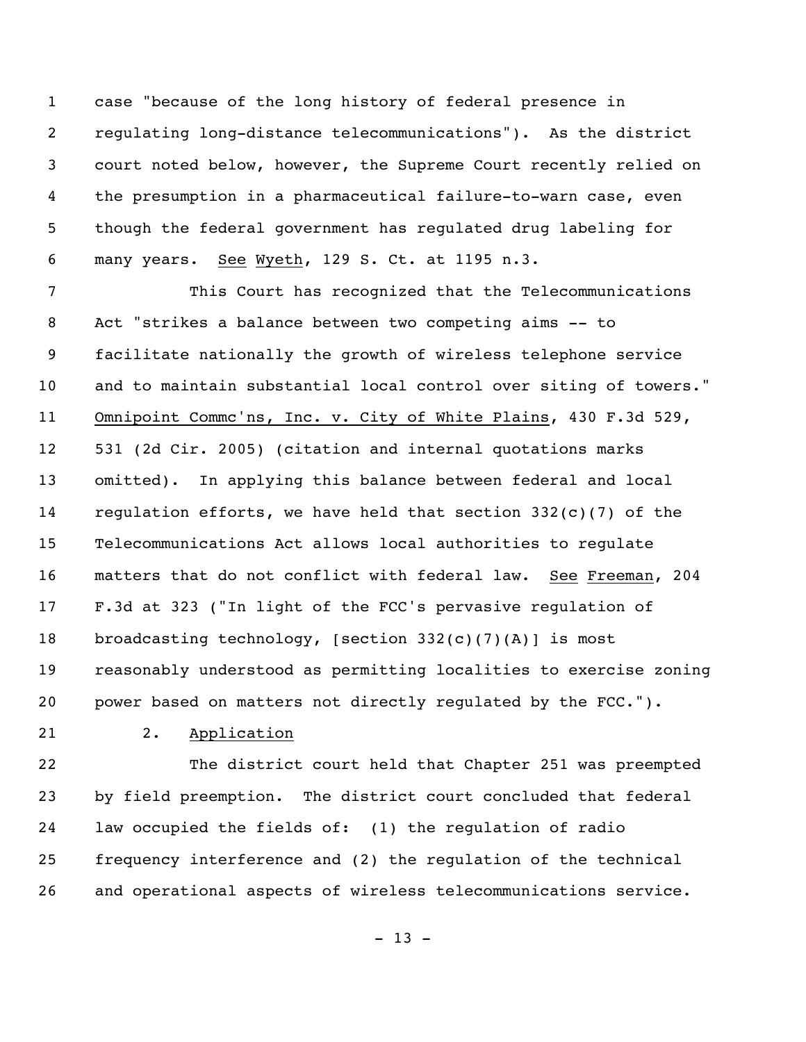case "because of the long history of federal presence in regulating long-distance telecommunications"). As the district court noted below, however, the Supreme Court recently relied on the presumption in a pharmaceutical failure-to-warn case, even though the federal government has regulated drug labeling for many years. See Wyeth, 129 S. Ct. at 1195 n.3.

This Court has recognized that the Telecommunications Act "strikes a balance between two competing aims -- to facilitate nationally the growth of wireless telephone service and to maintain substantial local control over siting of towers." Omnipoint Commc'ns, Inc. v. City of White Plains, 430 F.3d 529, 531 (2d Cir. 2005) (citation and internal quotations marks omitted). In applying this balance between federal and local regulation efforts, we have held that section 332(c)(7) of the Telecommunications Act allows local authorities to regulate matters that do not conflict with federal law. See Freeman, 204 F.3d at 323 ("In light of the FCC's pervasive regulation of broadcasting technology, [section 332(c)(7)(A)] is most reasonably understood as permitting localities to exercise zoning power based on matters not directly regulated by the FCC.").

2. Application

The district court held that Chapter 251 was preempted by field preemption. The district court concluded that federal law occupied the fields of: (1) the regulation of radio frequency interference and (2) the regulation of the technical and operational aspects of wireless telecommunications service.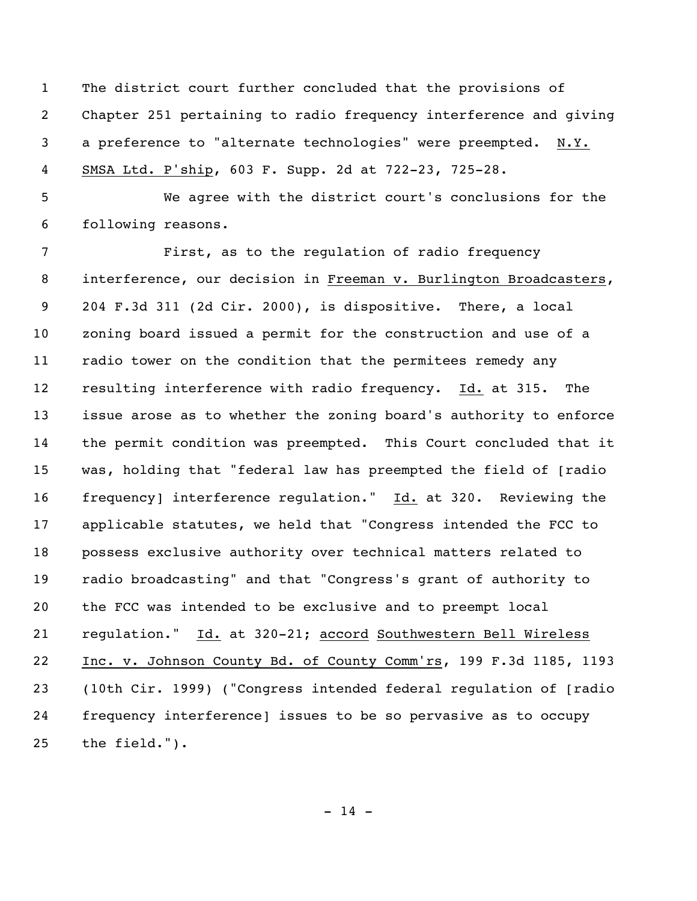The district court further concluded that the provisions of Chapter 251 pertaining to radio frequency interference and giving a preference to "alternate technologies" were preempted. N.Y. SMSA Ltd. P'ship, 603 F. Supp. 2d at 722-23, 725-28.

We agree with the district court's conclusions for the following reasons.

First, as to the regulation of radio frequency interference, our decision in Freeman v. Burlington Broadcasters, 204 F.3d 311 (2d Cir. 2000), is dispositive. There, a local zoning board issued a permit for the construction and use of a radio tower on the condition that the permitees remedy any resulting interference with radio frequency. Id. at 315. The issue arose as to whether the zoning board's authority to enforce the permit condition was preempted. This Court concluded that it was, holding that "federal law has preempted the field of [radio frequency] interference regulation." Id. at 320. Reviewing the applicable statutes, we held that "Congress intended the FCC to possess exclusive authority over technical matters related to radio broadcasting" and that "Congress's grant of authority to the FCC was intended to be exclusive and to preempt local regulation." Id. at 320-21; accord Southwestern Bell Wireless Inc. v. Johnson County Bd. of County Comm'rs, 199 F.3d 1185, 1193 (10th Cir. 1999) ("Congress intended federal regulation of [radio frequency interference] issues to be so pervasive as to occupy the field.").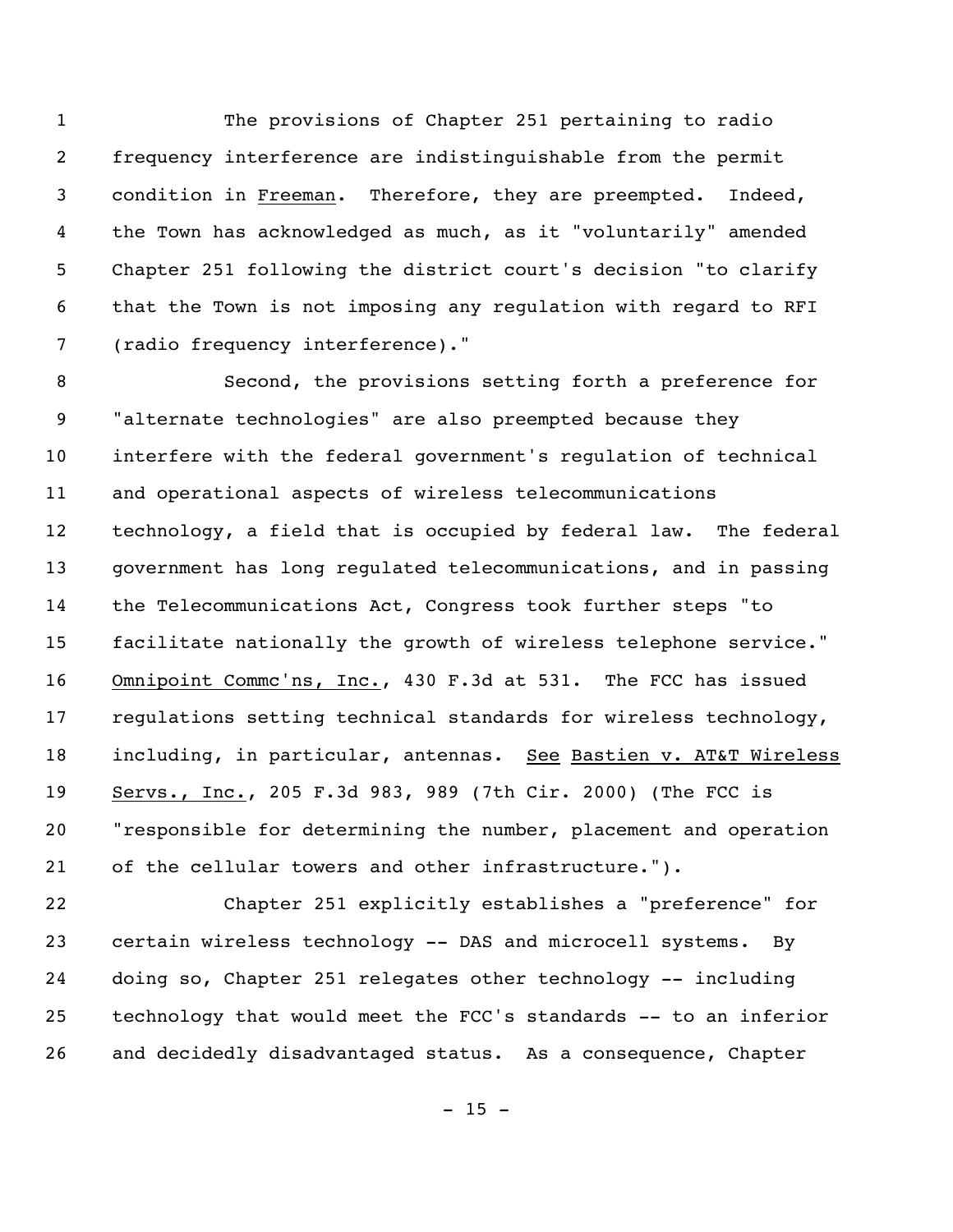The provisions of Chapter 251 pertaining to radio frequency interference are indistinguishable from the permit condition in Freeman. Therefore, they are preempted. Indeed, the Town has acknowledged as much, as it "voluntarily" amended Chapter 251 following the district court's decision "to clarify that the Town is not imposing any regulation with regard to RFI (radio frequency interference)."

Second, the provisions setting forth a preference for "alternate technologies" are also preempted because they interfere with the federal government's regulation of technical and operational aspects of wireless telecommunications technology, a field that is occupied by federal law. The federal government has long regulated telecommunications, and in passing the Telecommunications Act, Congress took further steps "to facilitate nationally the growth of wireless telephone service." Omnipoint Commc'ns, Inc., 430 F.3d at 531. The FCC has issued regulations setting technical standards for wireless technology, including, in particular, antennas. See Bastien v. AT&T Wireless Servs., Inc., 205 F.3d 983, 989 (7th Cir. 2000) (The FCC is "responsible for determining the number, placement and operation of the cellular towers and other infrastructure.").

Chapter 251 explicitly establishes a "preference" for certain wireless technology -- DAS and microcell systems. By doing so, Chapter 251 relegates other technology -- including technology that would meet the FCC's standards -- to an inferior and decidedly disadvantaged status. As a consequence, Chapter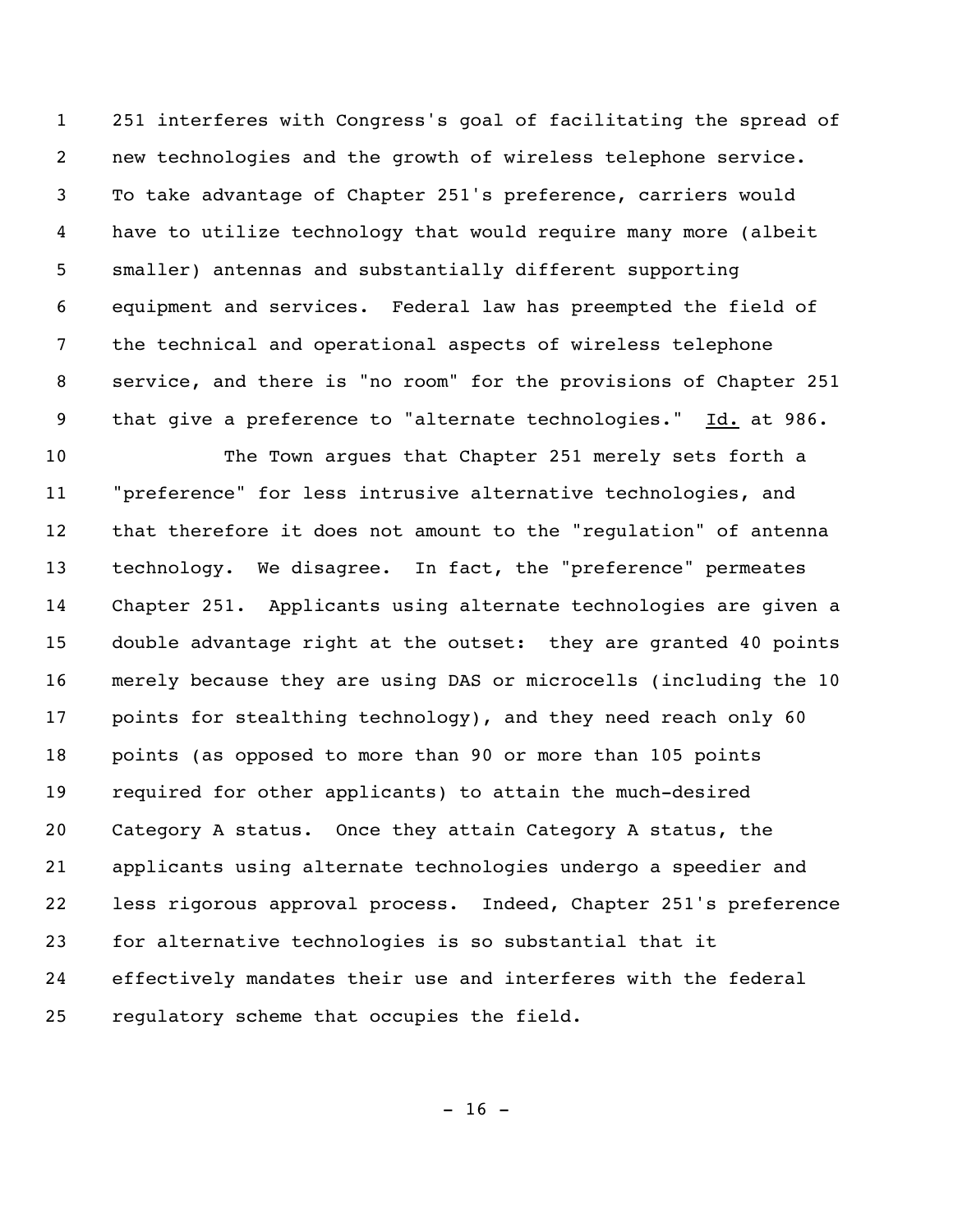251 interferes with Congress's goal of facilitating the spread of new technologies and the growth of wireless telephone service. To take advantage of Chapter 251's preference, carriers would have to utilize technology that would require many more (albeit smaller) antennas and substantially different supporting equipment and services. Federal law has preempted the field of the technical and operational aspects of wireless telephone service, and there is "no room" for the provisions of Chapter 251 that give a preference to "alternate technologies." Id. at 986.

The Town argues that Chapter 251 merely sets forth a "preference" for less intrusive alternative technologies, and that therefore it does not amount to the "regulation" of antenna technology. We disagree. In fact, the "preference" permeates Chapter 251. Applicants using alternate technologies are given a double advantage right at the outset: they are granted 40 points merely because they are using DAS or microcells (including the 10 points for stealthing technology), and they need reach only 60 points (as opposed to more than 90 or more than 105 points required for other applicants) to attain the much-desired Category A status. Once they attain Category A status, the applicants using alternate technologies undergo a speedier and less rigorous approval process. Indeed, Chapter 251's preference for alternative technologies is so substantial that it effectively mandates their use and interferes with the federal regulatory scheme that occupies the field.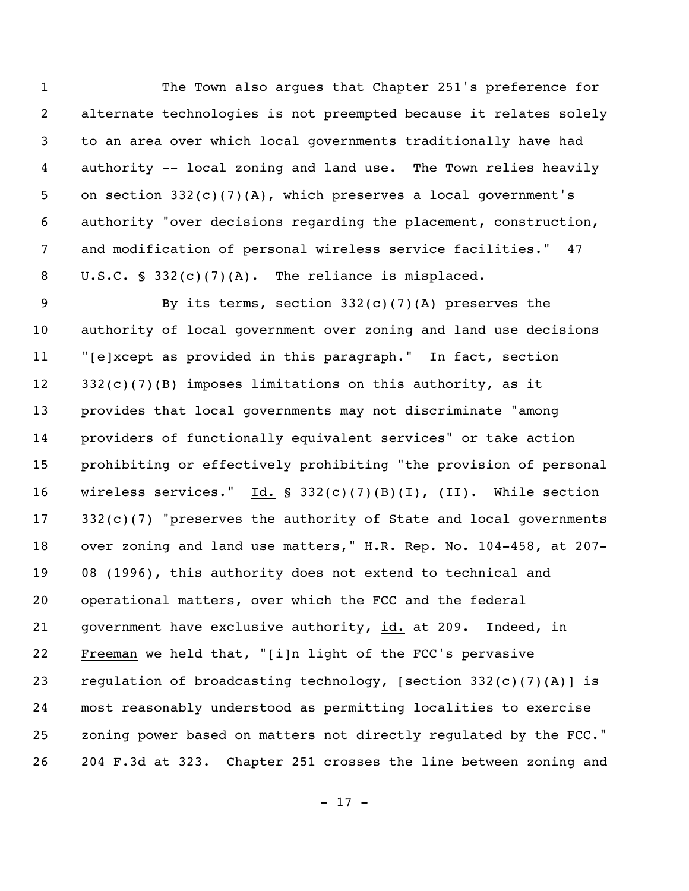The Town also argues that Chapter 251's preference for alternate technologies is not preempted because it relates solely to an area over which local governments traditionally have had authority -- local zoning and land use. The Town relies heavily on section 332(c)(7)(A), which preserves a local government's authority "over decisions regarding the placement, construction, and modification of personal wireless service facilities." 47 U.S.C. § 332(c)(7)(A). The reliance is misplaced.

By its terms, section 332(c)(7)(A) preserves the authority of local government over zoning and land use decisions "[e]xcept as provided in this paragraph." In fact, section 332(c)(7)(B) imposes limitations on this authority, as it provides that local governments may not discriminate "among providers of functionally equivalent services" or take action prohibiting or effectively prohibiting "the provision of personal wireless services." Id. § 332(c)(7)(B)(I), (II). While section 332(c)(7) "preserves the authority of State and local governments over zoning and land use matters," H.R. Rep. No. 104-458, at 207-08 (1996), this authority does not extend to technical and operational matters, over which the FCC and the federal government have exclusive authority, id. at 209. Indeed, in Freeman we held that, "[i]n light of the FCC's pervasive regulation of broadcasting technology, [section 332(c)(7)(A)] is most reasonably understood as permitting localities to exercise zoning power based on matters not directly regulated by the FCC." 204 F.3d at 323. Chapter 251 crosses the line between zoning and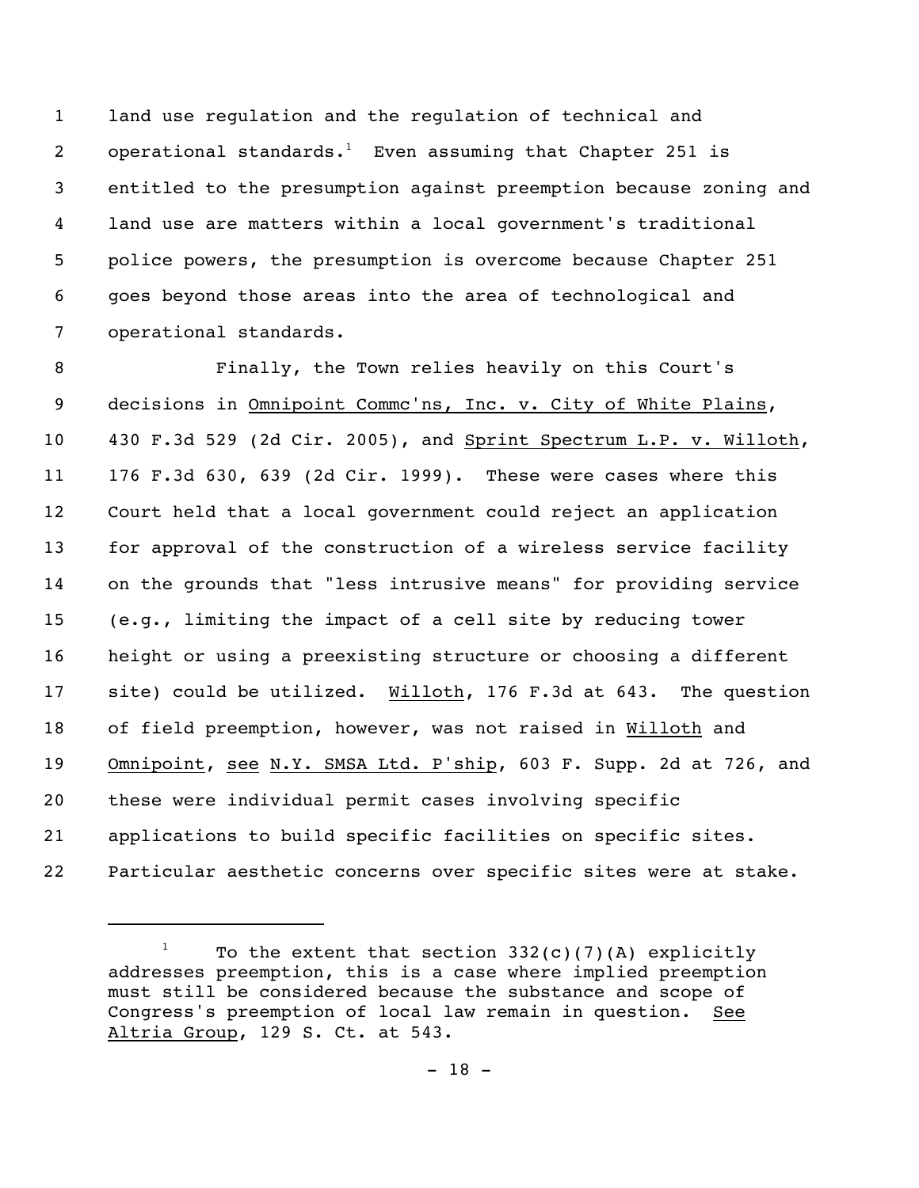land use regulation and the regulation of technical and operational standards.[1] Even assuming that Chapter 251 is entitled to the presumption against preemption because zoning and land use are matters within a local government's traditional police powers, the presumption is overcome because Chapter 251 goes beyond those areas into the area of technological and operational standards.

Finally, the Town relies heavily on this Court's decisions in Omnipoint Commc'ns, Inc. v. City of White Plains, 430 F.3d 529 (2d Cir. 2005), and Sprint Spectrum L.P. v. Willoth, 176 F.3d 630, 639 (2d Cir. 1999). These were cases where this Court held that a local government could reject an application for approval of the construction of a wireless service facility on the grounds that "less intrusive means" for providing service (e.g., limiting the impact of a cell site by reducing tower height or using a preexisting structure or choosing a different site) could be utilized. Willoth, 176 F.3d at 643. The question of field preemption, however, was not raised in Willoth and Omnipoint, see N.Y. SMSA Ltd. P'ship, 603 F. Supp. 2d at 726, and these were individual permit cases involving specific applications to build specific facilities on specific sites. Particular aesthetic concerns over specific sites were at stake.

---

[1] To the extent that section 332(c)(7)(A) explicitly addresses preemption, this is a case where implied preemption must still be considered because the substance and scope of Congress's preemption of local law remain in question. See Altria Group, 129 S. Ct. at 543.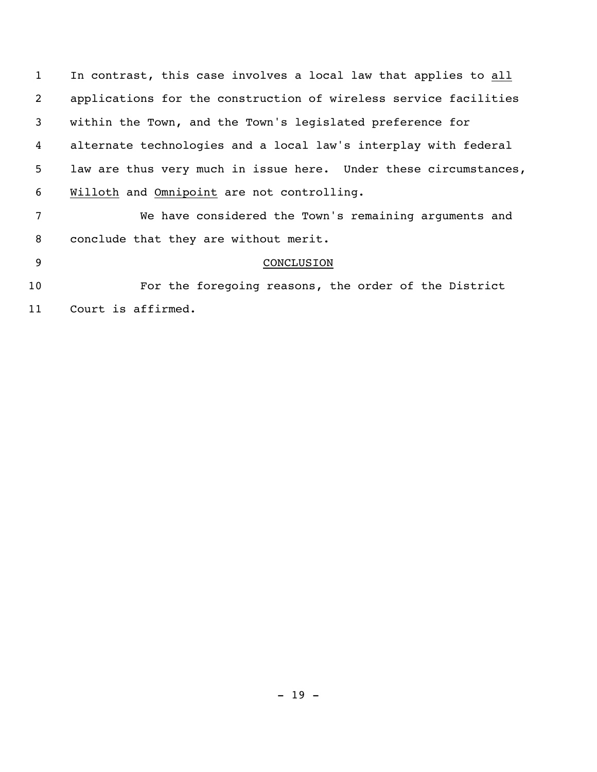In contrast, this case involves a local law that applies to all applications for the construction of wireless service facilities within the Town, and the Town's legislated preference for alternate technologies and a local law's interplay with federal law are thus very much in issue here. Under these circumstances, *Willoth* and *Omnipoint* are not controlling.

We have considered the Town's remaining arguments and conclude that they are without merit.

## CONCLUSION

For the foregoing reasons, the order of the District Court is affirmed.